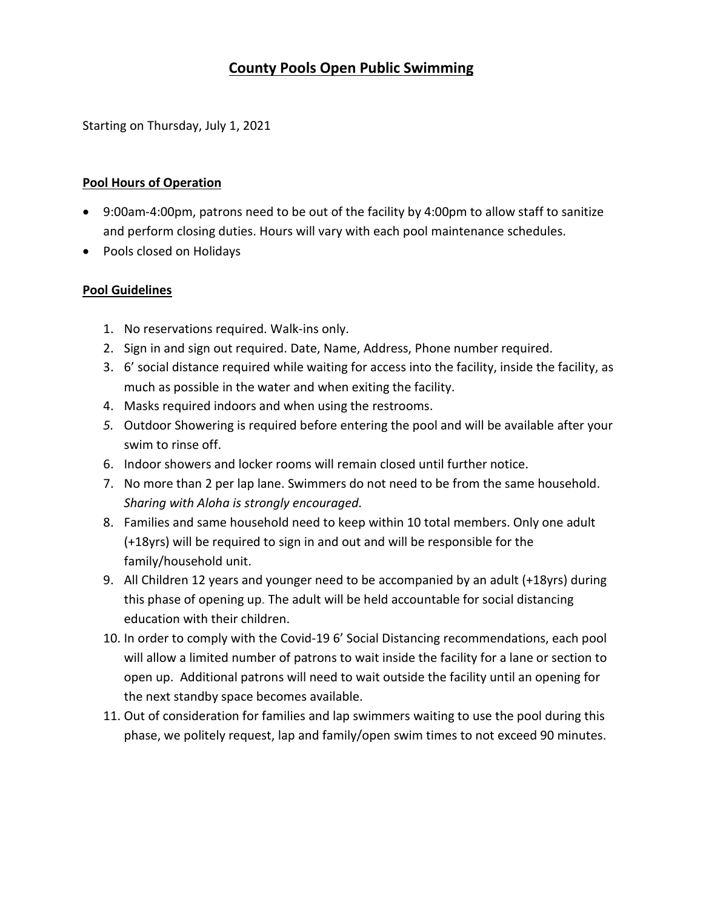# **County Pools Open Public Swimming**

Starting on Thursday, July 1, 2021

## **Pool Hours of Operation**

- 9:00am-4:00pm, patrons need to be out of the facility by 4:00pm to allow staff to sanitize and perform closing duties. Hours will vary with each pool maintenance schedules.
- Pools closed on Holidays

## **Pool Guidelines**

1. No reservations required. Walk-ins only.
2. Sign in and sign out required. Date, Name, Address, Phone number required.
3. 6' social distance required while waiting for access into the facility, inside the facility, as much as possible in the water and when exiting the facility.
4. Masks required indoors and when using the restrooms.
5. Outdoor Showering is required before entering the pool and will be available after your swim to rinse off.
6. Indoor showers and locker rooms will remain closed until further notice.
7. No more than 2 per lap lane. Swimmers do not need to be from the same household. *Sharing with Aloha is strongly encouraged.*
8. Families and same household need to keep within 10 total members. Only one adult (+18yrs) will be required to sign in and out and will be responsible for the family/household unit.
9. All Children 12 years and younger need to be accompanied by an adult (+18yrs) during this phase of opening up. The adult will be held accountable for social distancing education with their children.
10. In order to comply with the Covid-19 6' Social Distancing recommendations, each pool will allow a limited number of patrons to wait inside the facility for a lane or section to open up. Additional patrons will need to wait outside the facility until an opening for the next standby space becomes available.
11. Out of consideration for families and lap swimmers waiting to use the pool during this phase, we politely request, lap and family/open swim times to not exceed 90 minutes.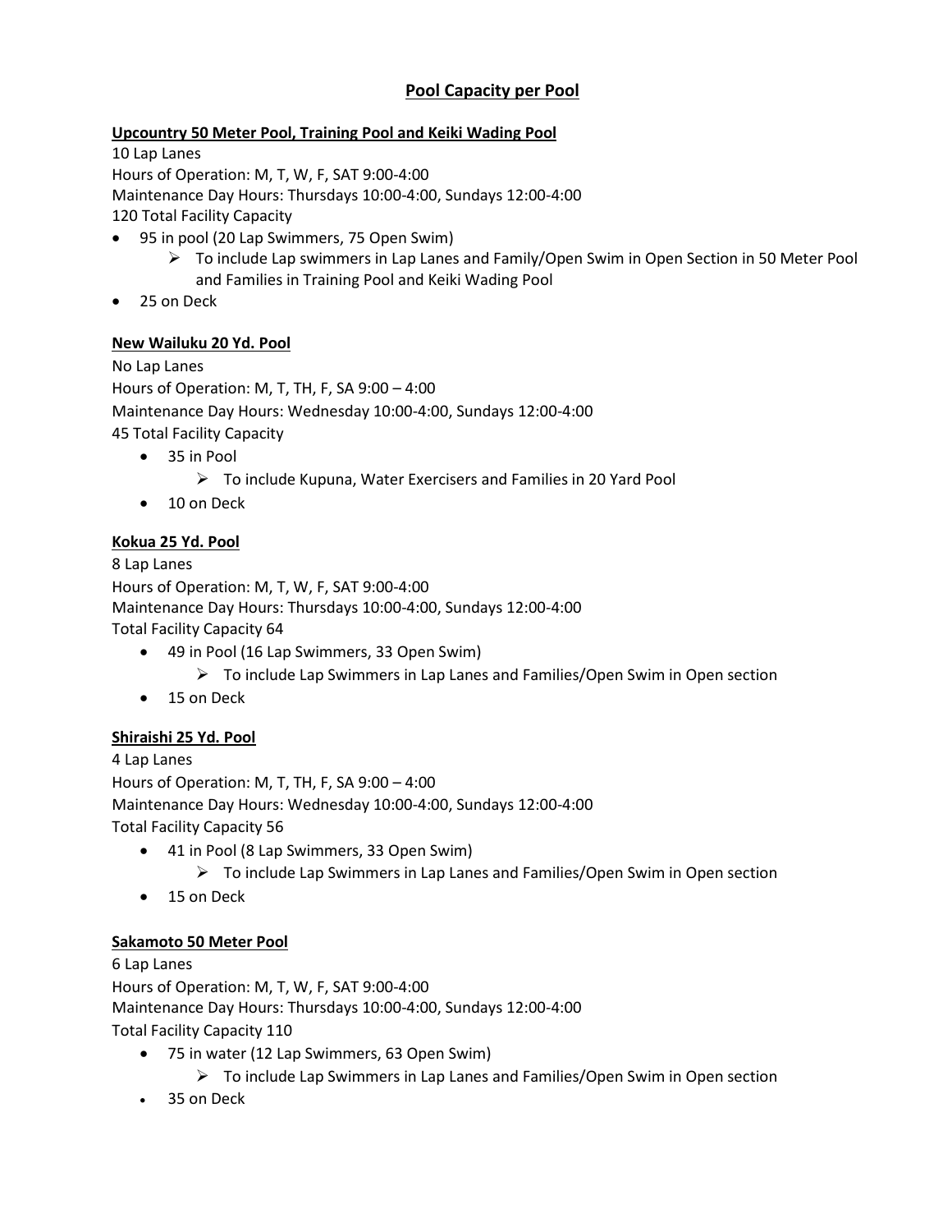# Pool Capacity per Pool

## Upcountry 50 Meter Pool, Training Pool and Keiki Wading Pool

10 Lap Lanes
Hours of Operation: M, T, W, F, SAT 9:00-4:00
Maintenance Day Hours: Thursdays 10:00-4:00, Sundays 12:00-4:00
120 Total Facility Capacity

- 95 in pool (20 Lap Swimmers, 75 Open Swim)
  - ➢ To include Lap swimmers in Lap Lanes and Family/Open Swim in Open Section in 50 Meter Pool and Families in Training Pool and Keiki Wading Pool
- 25 on Deck

## New Wailuku 20 Yd. Pool

No Lap Lanes
Hours of Operation: M, T, TH, F, SA 9:00 – 4:00
Maintenance Day Hours: Wednesday 10:00-4:00, Sundays 12:00-4:00
45 Total Facility Capacity

- 35 in Pool
  - ➢ To include Kupuna, Water Exercisers and Families in 20 Yard Pool
- 10 on Deck

## Kokua 25 Yd. Pool

8 Lap Lanes
Hours of Operation: M, T, W, F, SAT 9:00-4:00
Maintenance Day Hours: Thursdays 10:00-4:00, Sundays 12:00-4:00
Total Facility Capacity 64

- 49 in Pool (16 Lap Swimmers, 33 Open Swim)
  - ➢ To include Lap Swimmers in Lap Lanes and Families/Open Swim in Open section
- 15 on Deck

## Shiraishi 25 Yd. Pool

4 Lap Lanes
Hours of Operation: M, T, TH, F, SA 9:00 – 4:00
Maintenance Day Hours: Wednesday 10:00-4:00, Sundays 12:00-4:00
Total Facility Capacity 56

- 41 in Pool (8 Lap Swimmers, 33 Open Swim)
  - ➢ To include Lap Swimmers in Lap Lanes and Families/Open Swim in Open section
- 15 on Deck

## Sakamoto 50 Meter Pool

6 Lap Lanes
Hours of Operation: M, T, W, F, SAT 9:00-4:00
Maintenance Day Hours: Thursdays 10:00-4:00, Sundays 12:00-4:00
Total Facility Capacity 110

- 75 in water (12 Lap Swimmers, 63 Open Swim)
  - ➢ To include Lap Swimmers in Lap Lanes and Families/Open Swim in Open section
- 35 on Deck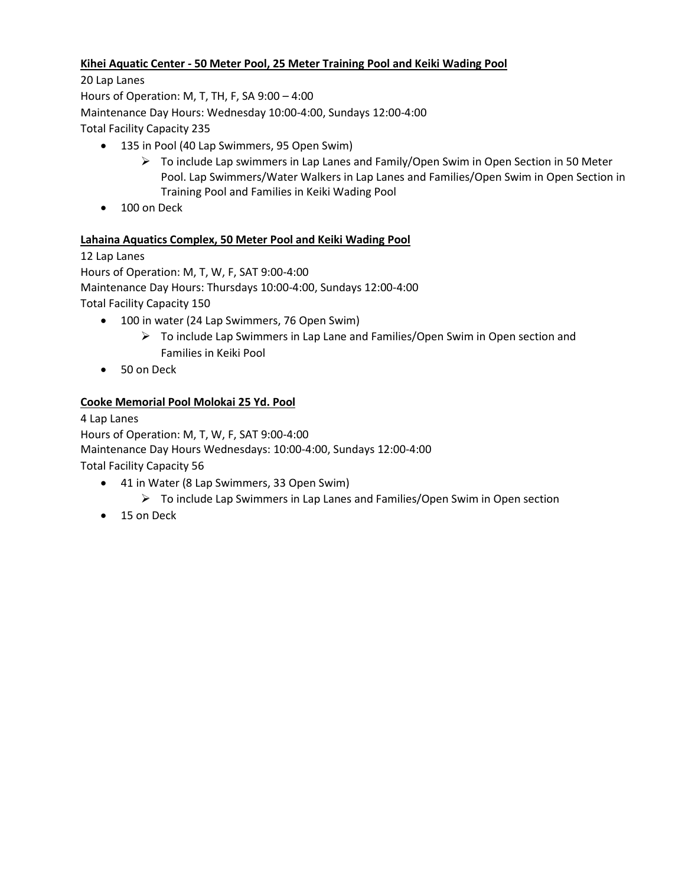**Kihei Aquatic Center - 50 Meter Pool, 25 Meter Training Pool and Keiki Wading Pool**

20 Lap Lanes

Hours of Operation: M, T, TH, F, SA 9:00 – 4:00

Maintenance Day Hours: Wednesday 10:00-4:00, Sundays 12:00-4:00

Total Facility Capacity 235

- 135 in Pool (40 Lap Swimmers, 95 Open Swim)
  - To include Lap swimmers in Lap Lanes and Family/Open Swim in Open Section in 50 Meter Pool. Lap Swimmers/Water Walkers in Lap Lanes and Families/Open Swim in Open Section in Training Pool and Families in Keiki Wading Pool
- 100 on Deck

**Lahaina Aquatics Complex, 50 Meter Pool and Keiki Wading Pool**

12 Lap Lanes

Hours of Operation: M, T, W, F, SAT 9:00-4:00

Maintenance Day Hours: Thursdays 10:00-4:00, Sundays 12:00-4:00

Total Facility Capacity 150

- 100 in water (24 Lap Swimmers, 76 Open Swim)
  - To include Lap Swimmers in Lap Lane and Families/Open Swim in Open section and Families in Keiki Pool
- 50 on Deck

**Cooke Memorial Pool Molokai 25 Yd. Pool**

4 Lap Lanes

Hours of Operation: M, T, W, F, SAT 9:00-4:00

Maintenance Day Hours Wednesdays: 10:00-4:00, Sundays 12:00-4:00

Total Facility Capacity 56

- 41 in Water (8 Lap Swimmers, 33 Open Swim)
  - To include Lap Swimmers in Lap Lanes and Families/Open Swim in Open section
- 15 on Deck